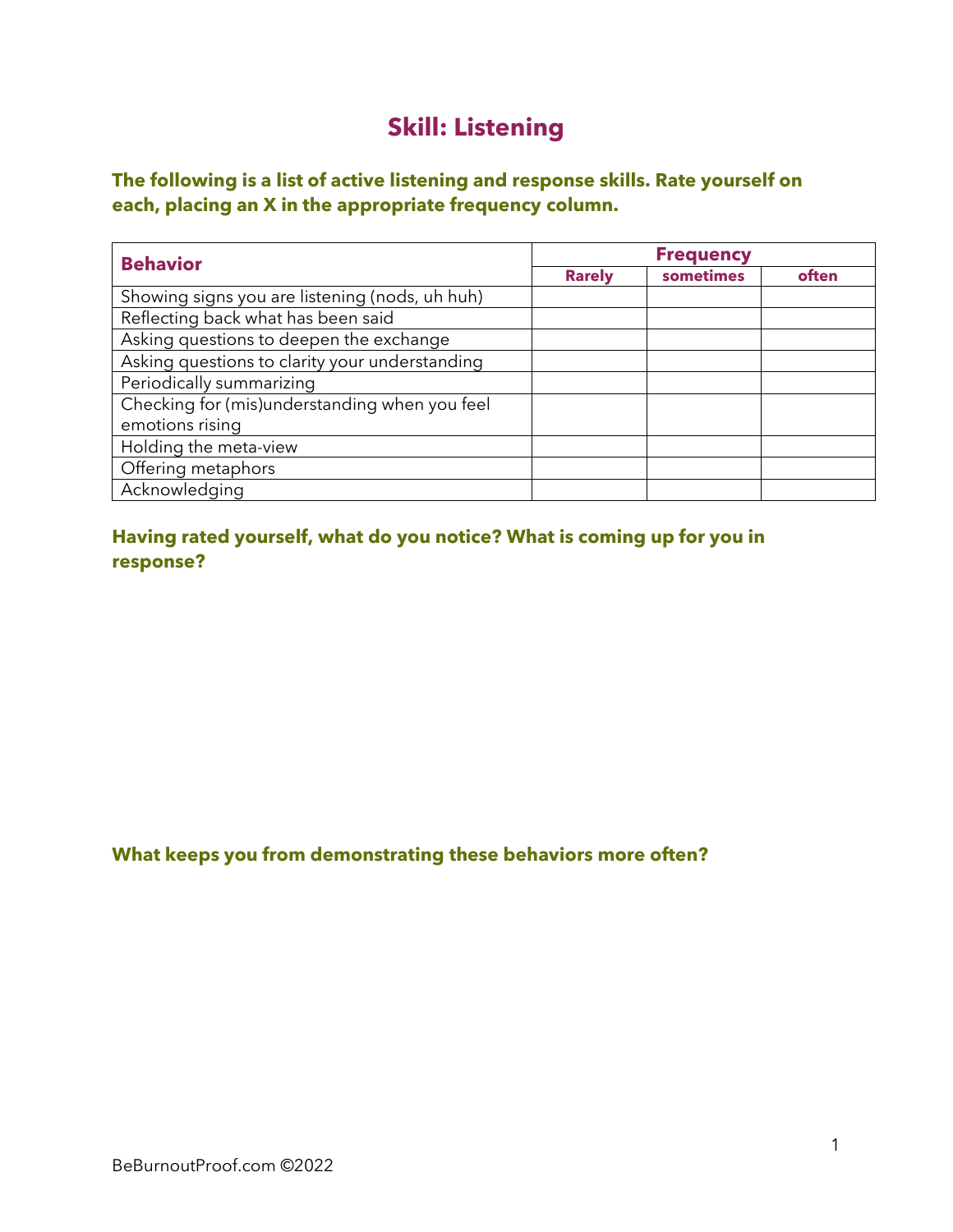# Skill: Listening

**The following is a list of active listening and response skills. Rate yourself on each, placing an X in the appropriate frequency column.**

| Behavior | Frequency | | |
|---|---|---|---|
| | Rarely | sometimes | often |
| Showing signs you are listening (nods, uh huh) | | | |
| Reflecting back what has been said | | | |
| Asking questions to deepen the exchange | | | |
| Asking questions to clarity your understanding | | | |
| Periodically summarizing | | | |
| Checking for (mis)understanding when you feel emotions rising | | | |
| Holding the meta-view | | | |
| Offering metaphors | | | |
| Acknowledging | | | |

**Having rated yourself, what do you notice? What is coming up for you in response?**

**What keeps you from demonstrating these behaviors more often?**

BeBurnoutProof.com ©2022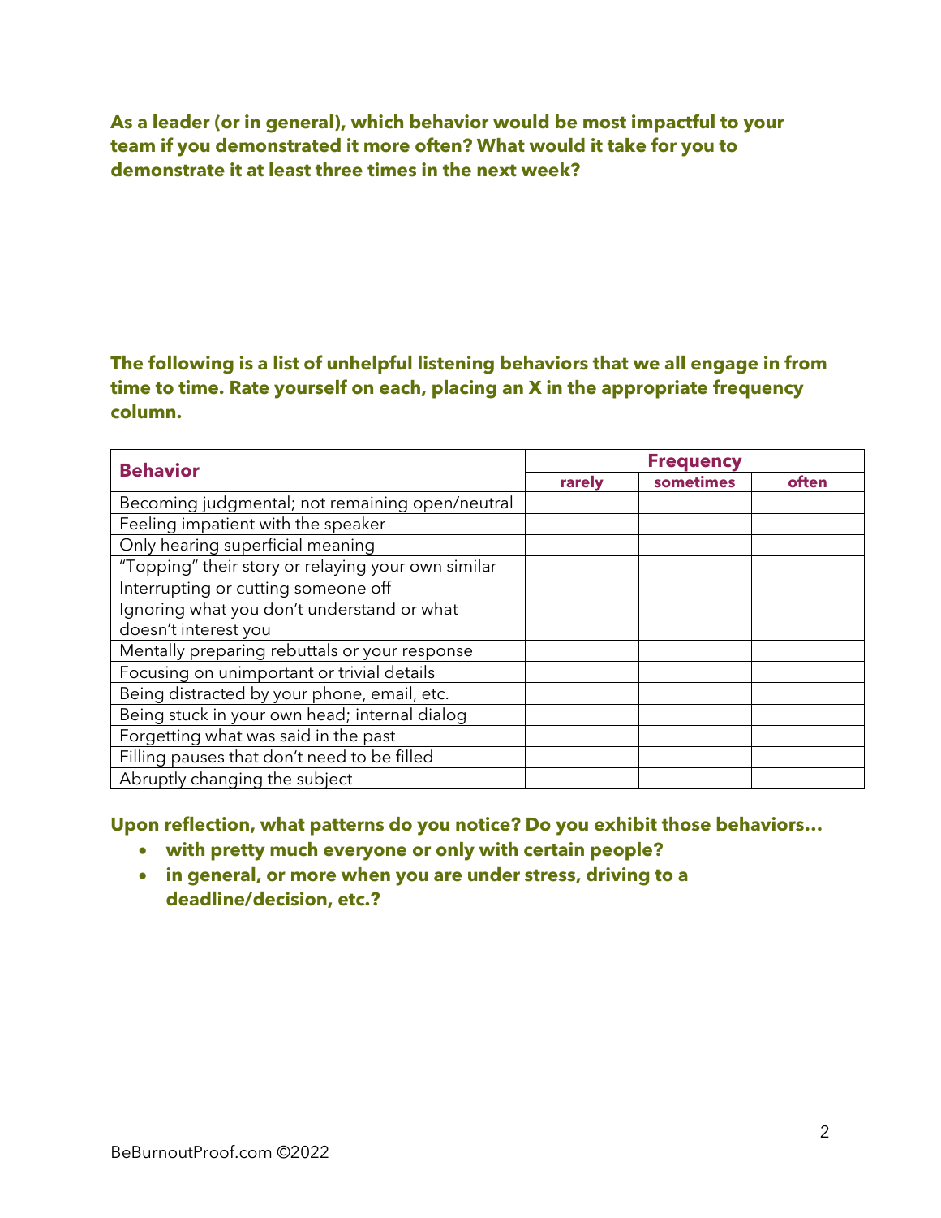**As a leader (or in general), which behavior would be most impactful to your team if you demonstrated it more often? What would it take for you to demonstrate it at least three times in the next week?**

**The following is a list of unhelpful listening behaviors that we all engage in from time to time. Rate yourself on each, placing an X in the appropriate frequency column.**

| **Behavior** | **Frequency** | | |
|---|---|---|---|
| | **rarely** | **sometimes** | **often** |
| Becoming judgmental; not remaining open/neutral | | | |
| Feeling impatient with the speaker | | | |
| Only hearing superficial meaning | | | |
| "Topping" their story or relaying your own similar | | | |
| Interrupting or cutting someone off | | | |
| Ignoring what you don't understand or what doesn't interest you | | | |
| Mentally preparing rebuttals or your response | | | |
| Focusing on unimportant or trivial details | | | |
| Being distracted by your phone, email, etc. | | | |
| Being stuck in your own head; internal dialog | | | |
| Forgetting what was said in the past | | | |
| Filling pauses that don't need to be filled | | | |
| Abruptly changing the subject | | | |

**Upon reflection, what patterns do you notice? Do you exhibit those behaviors…**

- **with pretty much everyone or only with certain people?**
- **in general, or more when you are under stress, driving to a deadline/decision, etc.?**

BeBurnoutProof.com ©2022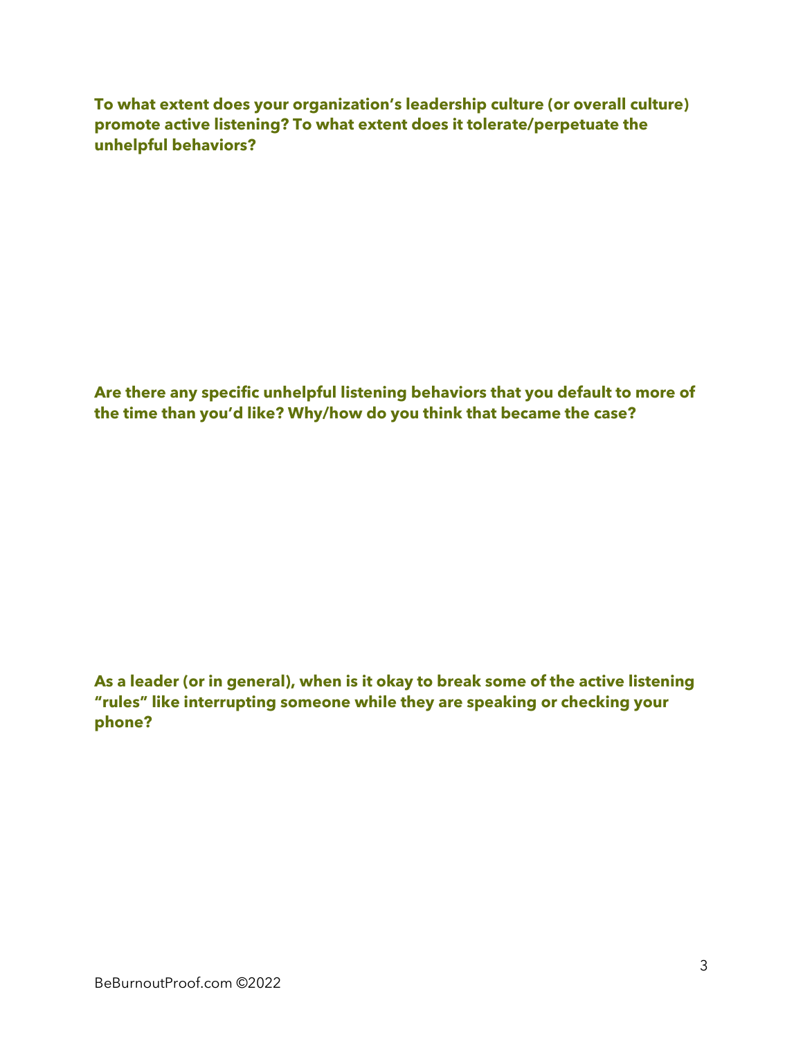**To what extent does your organization's leadership culture (or overall culture) promote active listening? To what extent does it tolerate/perpetuate the unhelpful behaviors?**

**Are there any specific unhelpful listening behaviors that you default to more of the time than you'd like? Why/how do you think that became the case?**

**As a leader (or in general), when is it okay to break some of the active listening "rules" like interrupting someone while they are speaking or checking your phone?**

BeBurnoutProof.com ©2022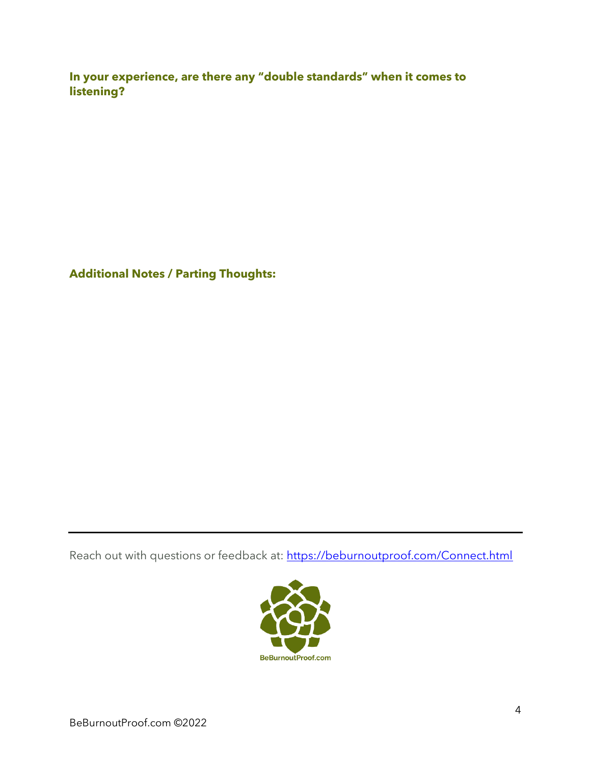**In your experience, are there any "double standards" when it comes to listening?**

**Additional Notes / Parting Thoughts:**

---

Reach out with questions or feedback at: [https://beburnoutproof.com/Connect.html](https://beburnoutproof.com/Connect.html)

BeBurnoutProof.com